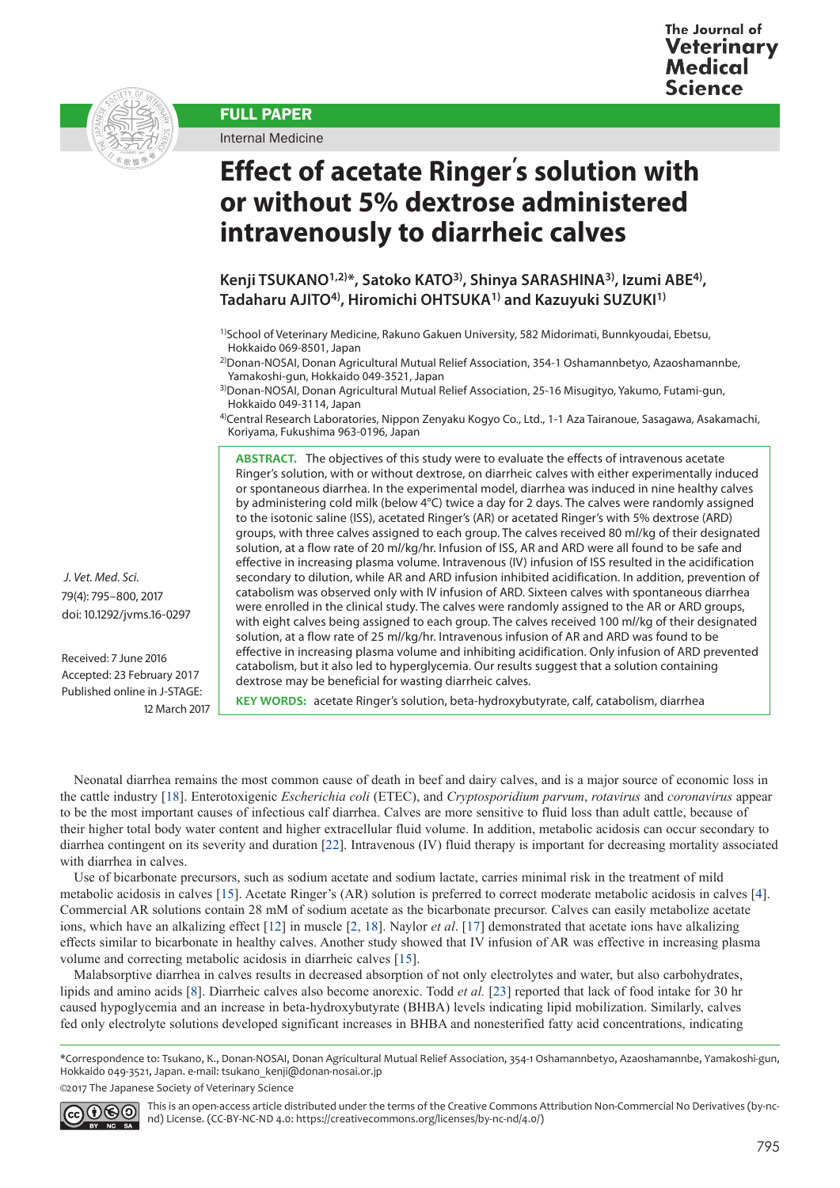FULL PAPER

Internal Medicine

# Effect of acetate Ringer's solution with or without 5% dextrose administered intravenously to diarrheic calves

**Kenji TSUKANO[1,2)]*, Satoko KATO[3)], Shinya SARASHINA[3)], Izumi ABE[4)], Tadaharu AJITO[4)], Hiromichi OHTSUKA[1)] and Kazuyuki SUZUKI[1)]**

[1)]School of Veterinary Medicine, Rakuno Gakuen University, 582 Midorimati, Bunnkyoudai, Ebetsu, Hokkaido 069-8501, Japan
[2)]Donan-NOSAI, Donan Agricultural Mutual Relief Association, 354-1 Oshamannbetyo, Azaoshamannbe, Yamakoshi-gun, Hokkaido 049-3521, Japan
[3)]Donan-NOSAI, Donan Agricultural Mutual Relief Association, 25-16 Misugityo, Yakumo, Futami-gun, Hokkaido 049-3114, Japan
[4)]Central Research Laboratories, Nippon Zenyaku Kogyo Co., Ltd., 1-1 Aza Tairanoue, Sasagawa, Asakamachi, Koriyama, Fukushima 963-0196, Japan

*J. Vet. Med. Sci.* 79(4): 795–800, 2017
doi: 10.1292/jvms.16-0297

Received: 7 June 2016
Accepted: 23 February 2017
Published online in J-STAGE: 12 March 2017

**ABSTRACT.** The objectives of this study were to evaluate the effects of intravenous acetate Ringer's solution, with or without dextrose, on diarrheic calves with either experimentally induced or spontaneous diarrhea. In the experimental model, diarrhea was induced in nine healthy calves by administering cold milk (below 4°C) twice a day for 2 days. The calves were randomly assigned to the isotonic saline (ISS), acetated Ringer's (AR) or acetated Ringer's with 5% dextrose (ARD) groups, with three calves assigned to each group. The calves received 80 ml/kg of their designated solution, at a flow rate of 20 ml/kg/hr. Infusion of ISS, AR and ARD were all found to be safe and effective in increasing plasma volume. Intravenous (IV) infusion of ISS resulted in the acidification secondary to dilution, while AR and ARD infusion inhibited acidification. In addition, prevention of catabolism was observed only with IV infusion of ARD. Sixteen calves with spontaneous diarrhea were enrolled in the clinical study. The calves were randomly assigned to the AR or ARD groups, with eight calves being assigned to each group. The calves received 100 ml/kg of their designated solution, at a flow rate of 25 ml/kg/hr. Intravenous infusion of AR and ARD was found to be effective in increasing plasma volume and inhibiting acidification. Only infusion of ARD prevented catabolism, but it also led to hyperglycemia. Our results suggest that a solution containing dextrose may be beneficial for wasting diarrheic calves.

**KEY WORDS:** acetate Ringer's solution, beta-hydroxybutyrate, calf, catabolism, diarrhea

Neonatal diarrhea remains the most common cause of death in beef and dairy calves, and is a major source of economic loss in the cattle industry [18]. Enterotoxigenic *Escherichia coli* (ETEC), and *Cryptosporidium parvum*, *rotavirus* and *coronavirus* appear to be the most important causes of infectious calf diarrhea. Calves are more sensitive to fluid loss than adult cattle, because of their higher total body water content and higher extracellular fluid volume. In addition, metabolic acidosis can occur secondary to diarrhea contingent on its severity and duration [22]. Intravenous (IV) fluid therapy is important for decreasing mortality associated with diarrhea in calves.

Use of bicarbonate precursors, such as sodium acetate and sodium lactate, carries minimal risk in the treatment of mild metabolic acidosis in calves [15]. Acetate Ringer's (AR) solution is preferred to correct moderate metabolic acidosis in calves [4]. Commercial AR solutions contain 28 mM of sodium acetate as the bicarbonate precursor. Calves can easily metabolize acetate ions, which have an alkalizing effect [12] in muscle [2, 18]. Naylor *et al*. [17] demonstrated that acetate ions have alkalizing effects similar to bicarbonate in healthy calves. Another study showed that IV infusion of AR was effective in increasing plasma volume and correcting metabolic acidosis in diarrheic calves [15].

Malabsorptive diarrhea in calves results in decreased absorption of not only electrolytes and water, but also carbohydrates, lipids and amino acids [8]. Diarrheic calves also become anorexic. Todd *et al.* [23] reported that lack of food intake for 30 hr caused hypoglycemia and an increase in beta-hydroxybutyrate (BHBA) levels indicating lipid mobilization. Similarly, calves fed only electrolyte solutions developed significant increases in BHBA and nonesterified fatty acid concentrations, indicating

*Correspondence to: Tsukano, K., Donan-NOSAI, Donan Agricultural Mutual Relief Association, 354-1 Oshamannbetyo, Azaoshamannbe, Yamakoshi-gun, Hokkaido 049-3521, Japan. e-mail: tsukano_kenji@donan-nosai.or.jp

©2017 The Japanese Society of Veterinary Science

This is an open-access article distributed under the terms of the Creative Commons Attribution Non-Commercial No Derivatives (by-nc-nd) License. (CC-BY-NC-ND 4.0: https://creativecommons.org/licenses/by-nc-nd/4.0/)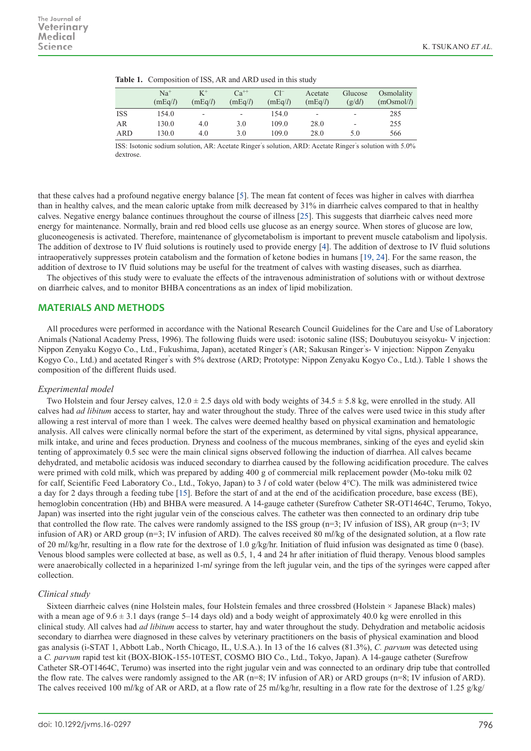**Table 1.** Composition of ISS, AR and ARD used in this study

| | $Na^+$ (mEq/*l*) | $K^+$ (mEq/*l*) | $Ca^{++}$ (mEq/*l*) | $Cl^-$ (mEq/*l*) | Acetate (mEq/*l*) | Glucose (g/d*l*) | Osmolality (mOsmol/*l*) |
|---|---|---|---|---|---|---|---|
| ISS | 154.0 | - | - | 154.0 | - | - | 285 |
| AR | 130.0 | 4.0 | 3.0 | 109.0 | 28.0 | - | 255 |
| ARD | 130.0 | 4.0 | 3.0 | 109.0 | 28.0 | 5.0 | 566 |

ISS: Isotonic sodium solution, AR: Acetate Ringer's solution, ARD: Acetate Ringer's solution with 5.0% dextrose.

that these calves had a profound negative energy balance [5]. The mean fat content of feces was higher in calves with diarrhea than in healthy calves, and the mean caloric uptake from milk decreased by 31% in diarrheic calves compared to that in healthy calves. Negative energy balance continues throughout the course of illness [25]. This suggests that diarrheic calves need more energy for maintenance. Normally, brain and red blood cells use glucose as an energy source. When stores of glucose are low, gluconeogenesis is activated. Therefore, maintenance of glycometabolism is important to prevent muscle catabolism and lipolysis. The addition of dextrose to IV fluid solutions is routinely used to provide energy [4]. The addition of dextrose to IV fluid solutions intraoperatively suppresses protein catabolism and the formation of ketone bodies in humans [19, 24]. For the same reason, the addition of dextrose to IV fluid solutions may be useful for the treatment of calves with wasting diseases, such as diarrhea.

The objectives of this study were to evaluate the effects of the intravenous administration of solutions with or without dextrose on diarrheic calves, and to monitor BHBA concentrations as an index of lipid mobilization.

## MATERIALS AND METHODS

All procedures were performed in accordance with the National Research Council Guidelines for the Care and Use of Laboratory Animals (National Academy Press, 1996). The following fluids were used: isotonic saline (ISS; Doubutuyou seisyoku- V injection: Nippon Zenyaku Kogyo Co., Ltd., Fukushima, Japan), acetated Ringer's (AR; Sakusan Ringer's- V injection: Nippon Zenyaku Kogyo Co., Ltd.) and acetated Ringer's with 5% dextrose (ARD; Prototype: Nippon Zenyaku Kogyo Co., Ltd.). Table 1 shows the composition of the different fluids used.

### *Experimental model*

Two Holstein and four Jersey calves, 12.0 ± 2.5 days old with body weights of 34.5 ± 5.8 kg, were enrolled in the study. All calves had *ad libitum* access to starter, hay and water throughout the study. Three of the calves were used twice in this study after allowing a rest interval of more than 1 week. The calves were deemed healthy based on physical examination and hematologic analysis. All calves were clinically normal before the start of the experiment, as determined by vital signs, physical appearance, milk intake, and urine and feces production. Dryness and coolness of the mucous membranes, sinking of the eyes and eyelid skin tenting of approximately 0.5 sec were the main clinical signs observed following the induction of diarrhea. All calves became dehydrated, and metabolic acidosis was induced secondary to diarrhea caused by the following acidification procedure. The calves were primed with cold milk, which was prepared by adding 400 g of commercial milk replacement powder (Mo-toku milk 02 for calf, Scientific Feed Laboratory Co., Ltd., Tokyo, Japan) to 3 *l* of cold water (below 4°C). The milk was administered twice a day for 2 days through a feeding tube [15]. Before the start of and at the end of the acidification procedure, base excess (BE), hemoglobin concentration (Hb) and BHBA were measured. A 14-gauge catheter (Surefrow Catheter SR-OT1464C, Terumo, Tokyo, Japan) was inserted into the right jugular vein of the conscious calves. The catheter was then connected to an ordinary drip tube that controlled the flow rate. The calves were randomly assigned to the ISS group (n=3; IV infusion of ISS), AR group (n=3; IV infusion of AR) or ARD group (n=3; IV infusion of ARD). The calves received 80 m*l*/kg of the designated solution, at a flow rate of 20 m*l*/kg/hr, resulting in a flow rate for the dextrose of 1.0 g/kg/hr. Initiation of fluid infusion was designated as time 0 (base). Venous blood samples were collected at base, as well as 0.5, 1, 4 and 24 hr after initiation of fluid therapy. Venous blood samples were anaerobically collected in a heparinized 1-m*l* syringe from the left jugular vein, and the tips of the syringes were capped after collection.

### *Clinical study*

Sixteen diarrheic calves (nine Holstein males, four Holstein females and three crossbred (Holstein × Japanese Black) males) with a mean age of 9.6 ± 3.1 days (range 5–14 days old) and a body weight of approximately 40.0 kg were enrolled in this clinical study. All calves had *ad libitum* access to starter, hay and water throughout the study. Dehydration and metabolic acidosis secondary to diarrhea were diagnosed in these calves by veterinary practitioners on the basis of physical examination and blood gas analysis (i-STAT 1, Abbott Lab., North Chicago, IL, U.S.A.). In 13 of the 16 calves (81.3%), *C. parvum* was detected using a *C. parvum* rapid test kit (BOX-BIOK-155-10TEST, COSMO BIO Co., Ltd., Tokyo, Japan). A 14-gauge catheter (Surefrow Catheter SR-OT1464C, Terumo) was inserted into the right jugular vein and was connected to an ordinary drip tube that controlled the flow rate. The calves were randomly assigned to the AR (n=8; IV infusion of AR) or ARD groups (n=8; IV infusion of ARD). The calves received 100 m*l*/kg of AR or ARD, at a flow rate of 25 m*l*/kg/hr, resulting in a flow rate for the dextrose of 1.25 g/kg/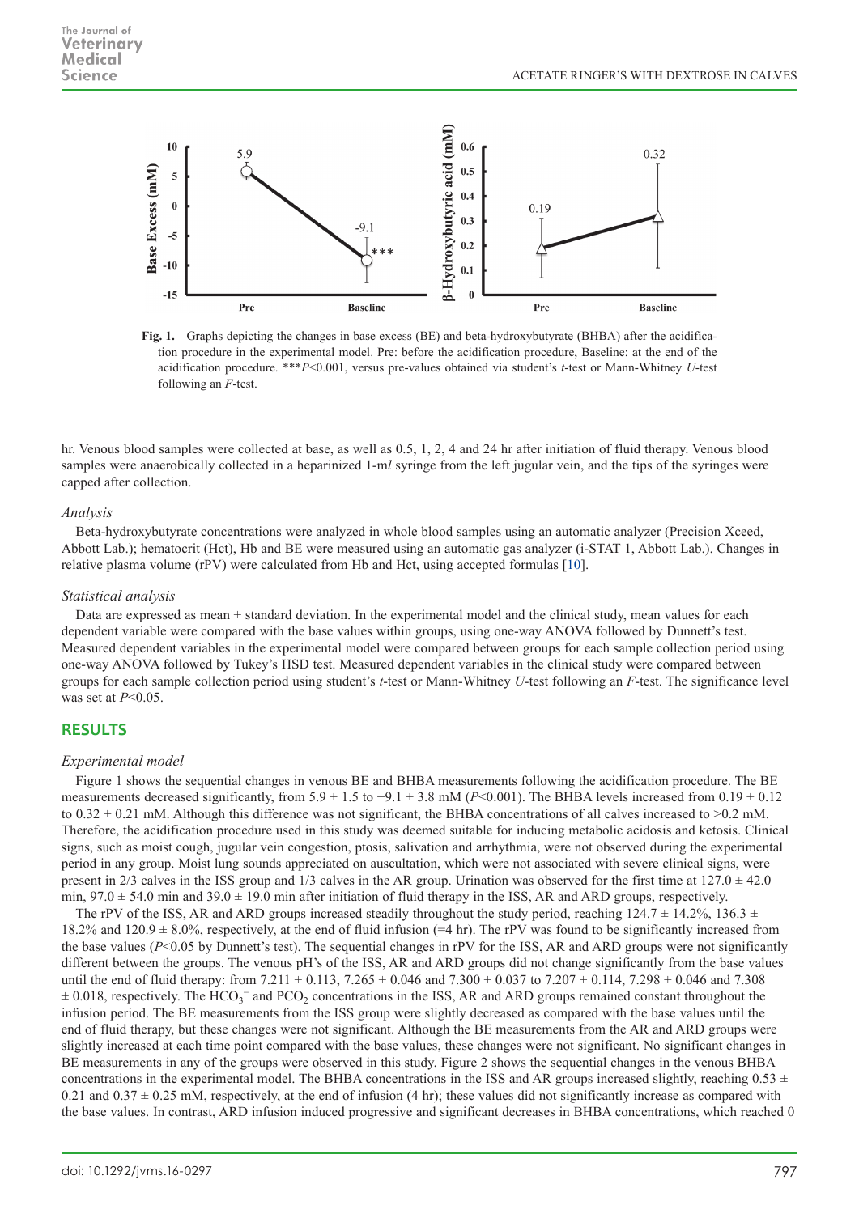Fig. 1. Graphs depicting the changes in base excess (BE) and beta-hydroxybutyrate (BHBA) after the acidification procedure in the experimental model. Pre: before the acidification procedure, Baseline: at the end of the acidification procedure. ***$P$<0.001, versus pre-values obtained via student's $t$-test or Mann-Whitney $U$-test following an $F$-test.

hr. Venous blood samples were collected at base, as well as 0.5, 1, 2, 4 and 24 hr after initiation of fluid therapy. Venous blood samples were anaerobically collected in a heparinized 1-m*l* syringe from the left jugular vein, and the tips of the syringes were capped after collection.

### *Analysis*

Beta-hydroxybutyrate concentrations were analyzed in whole blood samples using an automatic analyzer (Precision Xceed, Abbott Lab.); hematocrit (Hct), Hb and BE were measured using an automatic gas analyzer (i-STAT 1, Abbott Lab.). Changes in relative plasma volume (rPV) were calculated from Hb and Hct, using accepted formulas [10].

### *Statistical analysis*

Data are expressed as mean ± standard deviation. In the experimental model and the clinical study, mean values for each dependent variable were compared with the base values within groups, using one-way ANOVA followed by Dunnett's test. Measured dependent variables in the experimental model were compared between groups for each sample collection period using one-way ANOVA followed by Tukey's HSD test. Measured dependent variables in the clinical study were compared between groups for each sample collection period using student's $t$-test or Mann-Whitney $U$-test following an $F$-test. The significance level was set at $P$<0.05.

## RESULTS

### *Experimental model*

Figure 1 shows the sequential changes in venous BE and BHBA measurements following the acidification procedure. The BE measurements decreased significantly, from 5.9 ± 1.5 to −9.1 ± 3.8 mM ($P$<0.001). The BHBA levels increased from 0.19 ± 0.12 to 0.32 ± 0.21 mM. Although this difference was not significant, the BHBA concentrations of all calves increased to >0.2 mM. Therefore, the acidification procedure used in this study was deemed suitable for inducing metabolic acidosis and ketosis. Clinical signs, such as moist cough, jugular vein congestion, ptosis, salivation and arrhythmia, were not observed during the experimental period in any group. Moist lung sounds appreciated on auscultation, which were not associated with severe clinical signs, were present in 2/3 calves in the ISS group and 1/3 calves in the AR group. Urination was observed for the first time at 127.0 ± 42.0 min, 97.0 ± 54.0 min and 39.0 ± 19.0 min after initiation of fluid therapy in the ISS, AR and ARD groups, respectively.

The rPV of the ISS, AR and ARD groups increased steadily throughout the study period, reaching 124.7 ± 14.2%, 136.3 ± 18.2% and 120.9 ± 8.0%, respectively, at the end of fluid infusion (=4 hr). The rPV was found to be significantly increased from the base values ($P$<0.05 by Dunnett's test). The sequential changes in rPV for the ISS, AR and ARD groups were not significantly different between the groups. The venous pH's of the ISS, AR and ARD groups did not change significantly from the base values until the end of fluid therapy: from 7.211 ± 0.113, 7.265 ± 0.046 and 7.300 ± 0.037 to 7.207 ± 0.114, 7.298 ± 0.046 and 7.308 ± 0.018, respectively. The $HCO_3^-$ and $PCO_2$ concentrations in the ISS, AR and ARD groups remained constant throughout the infusion period. The BE measurements from the ISS group were slightly decreased as compared with the base values until the end of fluid therapy, but these changes were not significant. Although the BE measurements from the AR and ARD groups were slightly increased at each time point compared with the base values, these changes were not significant. No significant changes in BE measurements in any of the groups were observed in this study. Figure 2 shows the sequential changes in the venous BHBA concentrations in the experimental model. The BHBA concentrations in the ISS and AR groups increased slightly, reaching 0.53 ± 0.21 and 0.37 ± 0.25 mM, respectively, at the end of infusion (4 hr); these values did not significantly increase as compared with the base values. In contrast, ARD infusion induced progressive and significant decreases in BHBA concentrations, which reached 0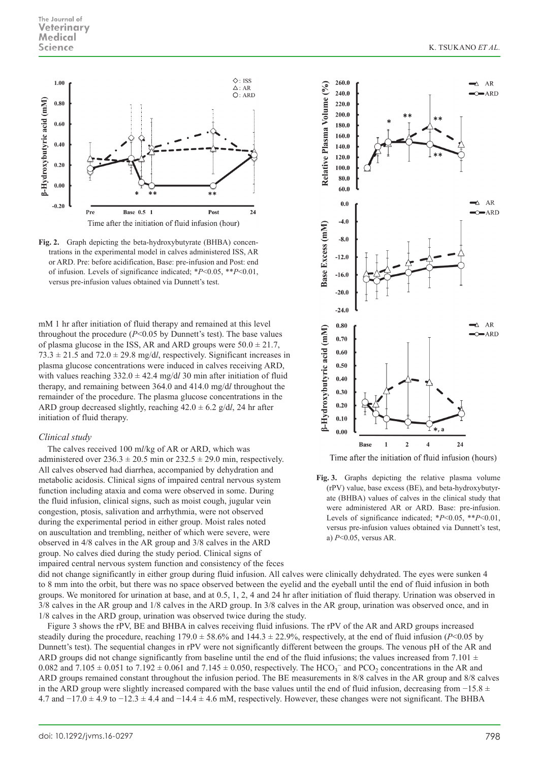**Fig. 2.** Graph depicting the beta-hydroxybutyrate (BHBA) concentrations in the experimental model in calves administered ISS, AR or ARD. Pre: before acidification, Base: pre-infusion and Post: end of infusion. Levels of significance indicated; \*$P<0.05$, \*\*$P<0.01$, versus pre-infusion values obtained via Dunnett's test.

mM 1 hr after initiation of fluid therapy and remained at this level throughout the procedure ($P<0.05$ by Dunnett's test). The base values of plasma glucose in the ISS, AR and ARD groups were $50.0 \pm 21.7$, $73.3 \pm 21.5$ and $72.0 \pm 29.8$ mg/d*l*, respectively. Significant increases in plasma glucose concentrations were induced in calves receiving ARD, with values reaching $332.0 \pm 42.4$ mg/d*l* 30 min after initiation of fluid therapy, and remaining between 364.0 and 414.0 mg/d*l* throughout the remainder of the procedure. The plasma glucose concentrations in the ARD group decreased slightly, reaching $42.0 \pm 6.2$ g/d*l*, 24 hr after initiation of fluid therapy.

### *Clinical study*

The calves received 100 m*l*/kg of AR or ARD, which was administered over $236.3 \pm 20.5$ min or $232.5 \pm 29.0$ min, respectively. All calves observed had diarrhea, accompanied by dehydration and metabolic acidosis. Clinical signs of impaired central nervous system function including ataxia and coma were observed in some. During the fluid infusion, clinical signs, such as moist cough, jugular vein congestion, ptosis, salivation and arrhythmia, were not observed during the experimental period in either group. Moist rales noted on auscultation and trembling, neither of which were severe, were observed in 4/8 calves in the AR group and 3/8 calves in the ARD group. No calves died during the study period. Clinical signs of impaired central nervous system function and consistency of the feces did not change significantly in either group during fluid infusion. All calves were clinically dehydrated. The eyes were sunken 4 to 8 mm into the orbit, but there was no space observed between the eyelid and the eyeball until the end of fluid infusion in both groups. We monitored for urination at base, and at 0.5, 1, 2, 4 and 24 hr after initiation of fluid therapy. Urination was observed in 3/8 calves in the AR group and 1/8 calves in the ARD group. In 3/8 calves in the AR group, urination was observed once, and in 1/8 calves in the ARD group, urination was observed twice during the study.

**Fig. 3.** Graphs depicting the relative plasma volume (rPV) value, base excess (BE), and beta-hydroxybutyrate (BHBA) values of calves in the clinical study that were administered AR or ARD. Base: pre-infusion. Levels of significance indicated; \*$P<0.05$, \*\*$P<0.01$, versus pre-infusion values obtained via Dunnett's test, a) $P<0.05$, versus AR.

Figure 3 shows the rPV, BE and BHBA in calves receiving fluid infusions. The rPV of the AR and ARD groups increased steadily during the procedure, reaching $179.0 \pm 58.6$% and $144.3 \pm 22.9$%, respectively, at the end of fluid infusion ($P<0.05$ by Dunnett's test). The sequential changes in rPV were not significantly different between the groups. The venous pH of the AR and ARD groups did not change significantly from baseline until the end of the fluid infusions; the values increased from $7.101 \pm 0.082$ and $7.105 \pm 0.051$ to $7.192 \pm 0.061$ and $7.145 \pm 0.050$, respectively. The $HCO_3^-$ and $PCO_2$ concentrations in the AR and ARD groups remained constant throughout the infusion period. The BE measurements in 8/8 calves in the AR group and 8/8 calves in the ARD group were slightly increased compared with the base values until the end of fluid infusion, decreasing from $-15.8 \pm 4.7$ and $-17.0 \pm 4.9$ to $-12.3 \pm 4.4$ and $-14.4 \pm 4.6$ mM, respectively. However, these changes were not significant. The BHBA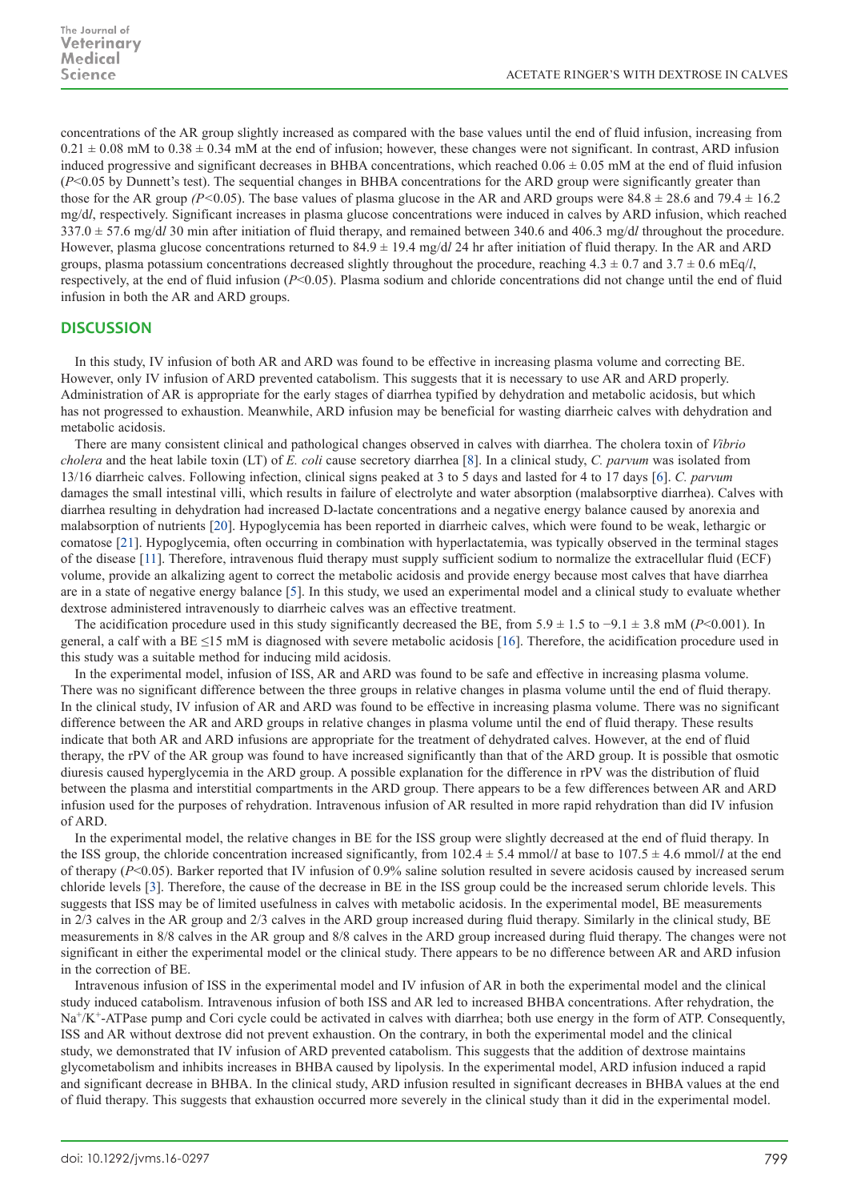concentrations of the AR group slightly increased as compared with the base values until the end of fluid infusion, increasing from $0.21 \pm 0.08$ mM to $0.38 \pm 0.34$ mM at the end of infusion; however, these changes were not significant. In contrast, ARD infusion induced progressive and significant decreases in BHBA concentrations, which reached $0.06 \pm 0.05$ mM at the end of fluid infusion ($P<0.05$ by Dunnett's test). The sequential changes in BHBA concentrations for the ARD group were significantly greater than those for the AR group ($P<0.05$). The base values of plasma glucose in the AR and ARD groups were $84.8 \pm 28.6$ and $79.4 \pm 16.2$ mg/d*l*, respectively. Significant increases in plasma glucose concentrations were induced in calves by ARD infusion, which reached $337.0 \pm 57.6$ mg/d*l* 30 min after initiation of fluid therapy, and remained between 340.6 and 406.3 mg/d*l* throughout the procedure. However, plasma glucose concentrations returned to $84.9 \pm 19.4$ mg/d*l* 24 hr after initiation of fluid therapy. In the AR and ARD groups, plasma potassium concentrations decreased slightly throughout the procedure, reaching $4.3 \pm 0.7$ and $3.7 \pm 0.6$ mEq/*l*, respectively, at the end of fluid infusion ($P<0.05$). Plasma sodium and chloride concentrations did not change until the end of fluid infusion in both the AR and ARD groups.

## DISCUSSION

In this study, IV infusion of both AR and ARD was found to be effective in increasing plasma volume and correcting BE. However, only IV infusion of ARD prevented catabolism. This suggests that it is necessary to use AR and ARD properly. Administration of AR is appropriate for the early stages of diarrhea typified by dehydration and metabolic acidosis, but which has not progressed to exhaustion. Meanwhile, ARD infusion may be beneficial for wasting diarrheic calves with dehydration and metabolic acidosis.

There are many consistent clinical and pathological changes observed in calves with diarrhea. The cholera toxin of *Vibrio cholera* and the heat labile toxin (LT) of *E. coli* cause secretory diarrhea [8]. In a clinical study, *C. parvum* was isolated from 13/16 diarrheic calves. Following infection, clinical signs peaked at 3 to 5 days and lasted for 4 to 17 days [6]. *C. parvum* damages the small intestinal villi, which results in failure of electrolyte and water absorption (malabsorptive diarrhea). Calves with diarrhea resulting in dehydration had increased D-lactate concentrations and a negative energy balance caused by anorexia and malabsorption of nutrients [20]. Hypoglycemia has been reported in diarrheic calves, which were found to be weak, lethargic or comatose [21]. Hypoglycemia, often occurring in combination with hyperlactatemia, was typically observed in the terminal stages of the disease [11]. Therefore, intravenous fluid therapy must supply sufficient sodium to normalize the extracellular fluid (ECF) volume, provide an alkalizing agent to correct the metabolic acidosis and provide energy because most calves that have diarrhea are in a state of negative energy balance [5]. In this study, we used an experimental model and a clinical study to evaluate whether dextrose administered intravenously to diarrheic calves was an effective treatment.

The acidification procedure used in this study significantly decreased the BE, from $5.9 \pm 1.5$ to $-9.1 \pm 3.8$ mM ($P<0.001$). In general, a calf with a BE $\leq$15 mM is diagnosed with severe metabolic acidosis [16]. Therefore, the acidification procedure used in this study was a suitable method for inducing mild acidosis.

In the experimental model, infusion of ISS, AR and ARD was found to be safe and effective in increasing plasma volume. There was no significant difference between the three groups in relative changes in plasma volume until the end of fluid therapy. In the clinical study, IV infusion of AR and ARD was found to be effective in increasing plasma volume. There was no significant difference between the AR and ARD groups in relative changes in plasma volume until the end of fluid therapy. These results indicate that both AR and ARD infusions are appropriate for the treatment of dehydrated calves. However, at the end of fluid therapy, the rPV of the AR group was found to have increased significantly than that of the ARD group. It is possible that osmotic diuresis caused hyperglycemia in the ARD group. A possible explanation for the difference in rPV was the distribution of fluid between the plasma and interstitial compartments in the ARD group. There appears to be a few differences between AR and ARD infusion used for the purposes of rehydration. Intravenous infusion of AR resulted in more rapid rehydration than did IV infusion of ARD.

In the experimental model, the relative changes in BE for the ISS group were slightly decreased at the end of fluid therapy. In the ISS group, the chloride concentration increased significantly, from $102.4 \pm 5.4$ mmol/*l* at base to $107.5 \pm 4.6$ mmol/*l* at the end of therapy ($P<0.05$). Barker reported that IV infusion of 0.9% saline solution resulted in severe acidosis caused by increased serum chloride levels [3]. Therefore, the cause of the decrease in BE in the ISS group could be the increased serum chloride levels. This suggests that ISS may be of limited usefulness in calves with metabolic acidosis. In the experimental model, BE measurements in 2/3 calves in the AR group and 2/3 calves in the ARD group increased during fluid therapy. Similarly in the clinical study, BE measurements in 8/8 calves in the AR group and 8/8 calves in the ARD group increased during fluid therapy. The changes were not significant in either the experimental model or the clinical study. There appears to be no difference between AR and ARD infusion in the correction of BE.

Intravenous infusion of ISS in the experimental model and IV infusion of AR in both the experimental model and the clinical study induced catabolism. Intravenous infusion of both ISS and AR led to increased BHBA concentrations. After rehydration, the $Na^+/K^+$-ATPase pump and Cori cycle could be activated in calves with diarrhea; both use energy in the form of ATP. Consequently, ISS and AR without dextrose did not prevent exhaustion. On the contrary, in both the experimental model and the clinical study, we demonstrated that IV infusion of ARD prevented catabolism. This suggests that the addition of dextrose maintains glycometabolism and inhibits increases in BHBA caused by lipolysis. In the experimental model, ARD infusion induced a rapid and significant decrease in BHBA. In the clinical study, ARD infusion resulted in significant decreases in BHBA values at the end of fluid therapy. This suggests that exhaustion occurred more severely in the clinical study than it did in the experimental model.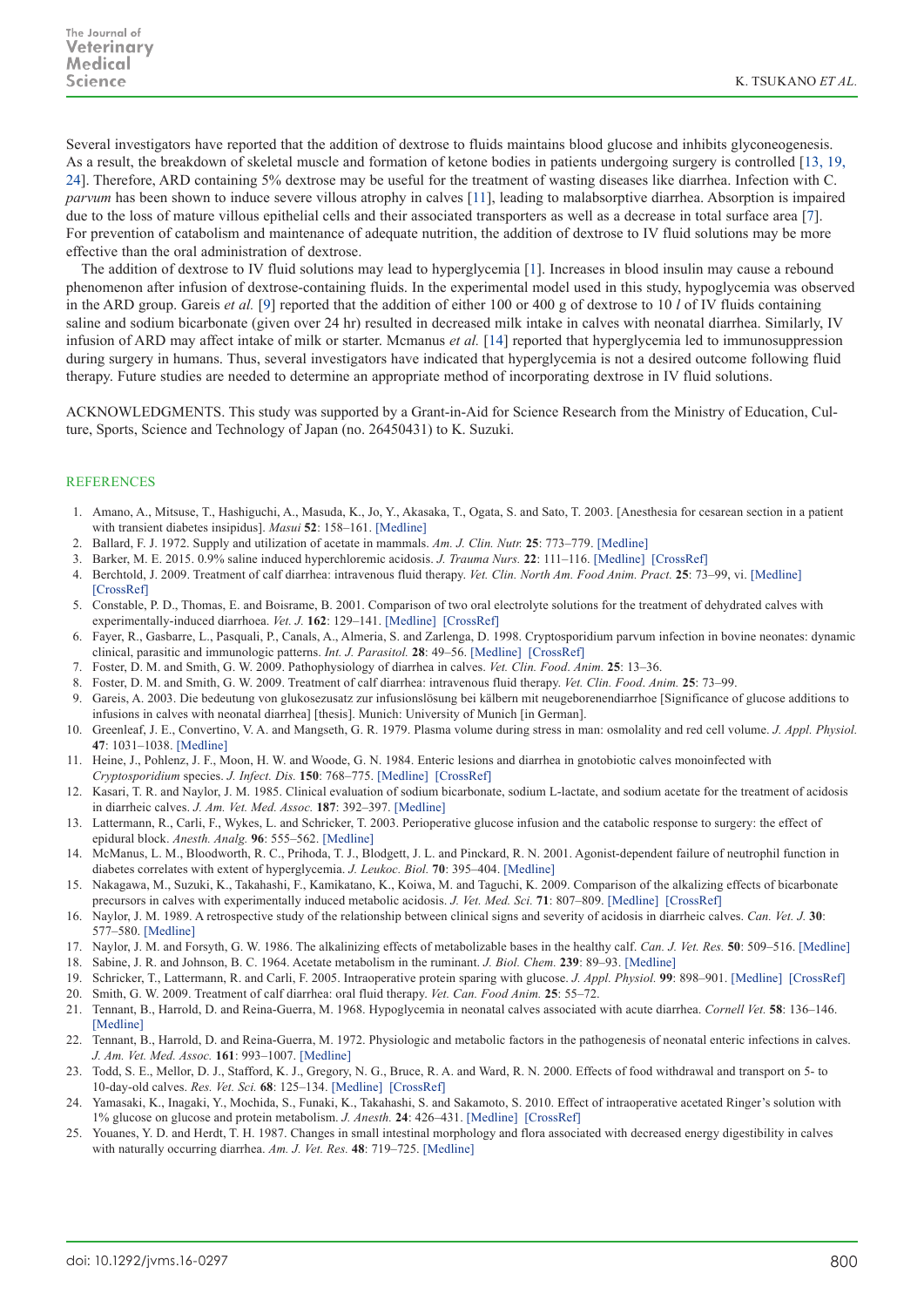Several investigators have reported that the addition of dextrose to fluids maintains blood glucose and inhibits glyconeogenesis. As a result, the breakdown of skeletal muscle and formation of ketone bodies in patients undergoing surgery is controlled [13, 19, 24]. Therefore, ARD containing 5% dextrose may be useful for the treatment of wasting diseases like diarrhea. Infection with C. *parvum* has been shown to induce severe villous atrophy in calves [11], leading to malabsorptive diarrhea. Absorption is impaired due to the loss of mature villous epithelial cells and their associated transporters as well as a decrease in total surface area [7]. For prevention of catabolism and maintenance of adequate nutrition, the addition of dextrose to IV fluid solutions may be more effective than the oral administration of dextrose.

The addition of dextrose to IV fluid solutions may lead to hyperglycemia [1]. Increases in blood insulin may cause a rebound phenomenon after infusion of dextrose-containing fluids. In the experimental model used in this study, hypoglycemia was observed in the ARD group. Gareis *et al.* [9] reported that the addition of either 100 or 400 g of dextrose to 10 *l* of IV fluids containing saline and sodium bicarbonate (given over 24 hr) resulted in decreased milk intake in calves with neonatal diarrhea. Similarly, IV infusion of ARD may affect intake of milk or starter. Mcmanus *et al.* [14] reported that hyperglycemia led to immunosuppression during surgery in humans. Thus, several investigators have indicated that hyperglycemia is not a desired outcome following fluid therapy. Future studies are needed to determine an appropriate method of incorporating dextrose in IV fluid solutions.

ACKNOWLEDGMENTS. This study was supported by a Grant-in-Aid for Science Research from the Ministry of Education, Culture, Sports, Science and Technology of Japan (no. 26450431) to K. Suzuki.

## REFERENCES

1. Amano, A., Mitsuse, T., Hashiguchi, A., Masuda, K., Jo, Y., Akasaka, T., Ogata, S. and Sato, T. 2003. [Anesthesia for cesarean section in a patient with transient diabetes insipidus]. *Masui* **52**: 158–161. [Medline]
2. Ballard, F. J. 1972. Supply and utilization of acetate in mammals. *Am. J. Clin. Nutr.* **25**: 773–779. [Medline]
3. Barker, M. E. 2015. 0.9% saline induced hyperchloremic acidosis. *J. Trauma Nurs.* **22**: 111–116. [Medline] [CrossRef]
4. Berchtold, J. 2009. Treatment of calf diarrhea: intravenous fluid therapy. *Vet. Clin. North Am. Food Anim. Pract.* **25**: 73–99, vi. [Medline] [CrossRef]
5. Constable, P. D., Thomas, E. and Boisrame, B. 2001. Comparison of two oral electrolyte solutions for the treatment of dehydrated calves with experimentally-induced diarrhoea. *Vet. J.* **162**: 129–141. [Medline] [CrossRef]
6. Fayer, R., Gasbarre, L., Pasquali, P., Canals, A., Almeria, S. and Zarlenga, D. 1998. Cryptosporidium parvum infection in bovine neonates: dynamic clinical, parasitic and immunologic patterns. *Int. J. Parasitol.* **28**: 49–56. [Medline] [CrossRef]
7. Foster, D. M. and Smith, G. W. 2009. Pathophysiology of diarrhea in calves. *Vet. Clin. Food. Anim.* **25**: 13–36.
8. Foster, D. M. and Smith, G. W. 2009. Treatment of calf diarrhea: intravenous fluid therapy. *Vet. Clin. Food. Anim.* **25**: 73–99.
9. Gareis, A. 2003. Die bedeutung von glukosezusatz zur infusionslösung bei kälbern mit neugeborenendiarrhoe [Significance of glucose additions to infusions in calves with neonatal diarrhea] [thesis]. Munich: University of Munich [in German].
10. Greenleaf, J. E., Convertino, V. A. and Mangseth, G. R. 1979. Plasma volume during stress in man: osmolality and red cell volume. *J. Appl. Physiol.* **47**: 1031–1038. [Medline]
11. Heine, J., Pohlenz, J. F., Moon, H. W. and Woode, G. N. 1984. Enteric lesions and diarrhea in gnotobiotic calves monoinfected with *Cryptosporidium* species. *J. Infect. Dis.* **150**: 768–775. [Medline] [CrossRef]
12. Kasari, T. R. and Naylor, J. M. 1985. Clinical evaluation of sodium bicarbonate, sodium L-lactate, and sodium acetate for the treatment of acidosis in diarrheic calves. *J. Am. Vet. Med. Assoc.* **187**: 392–397. [Medline]
13. Lattermann, R., Carli, F., Wykes, L. and Schricker, T. 2003. Perioperative glucose infusion and the catabolic response to surgery: the effect of epidural block. *Anesth. Analg.* **96**: 555–562. [Medline]
14. McManus, L. M., Bloodworth, R. C., Prihoda, T. J., Blodgett, J. L. and Pinckard, R. N. 2001. Agonist-dependent failure of neutrophil function in diabetes correlates with extent of hyperglycemia. *J. Leukoc. Biol.* **70**: 395–404. [Medline]
15. Nakagawa, M., Suzuki, K., Takahashi, F., Kamikatano, K., Koiwa, M. and Taguchi, K. 2009. Comparison of the alkalizing effects of bicarbonate precursors in calves with experimentally induced metabolic acidosis. *J. Vet. Med. Sci.* **71**: 807–809. [Medline] [CrossRef]
16. Naylor, J. M. 1989. A retrospective study of the relationship between clinical signs and severity of acidosis in diarrheic calves. *Can. Vet. J.* **30**: 577–580. [Medline]
17. Naylor, J. M. and Forsyth, G. W. 1986. The alkalinizing effects of metabolizable bases in the healthy calf. *Can. J. Vet. Res.* **50**: 509–516. [Medline]
18. Sabine, J. R. and Johnson, B. C. 1964. Acetate metabolism in the ruminant. *J. Biol. Chem.* **239**: 89–93. [Medline]
19. Schricker, T., Lattermann, R. and Carli, F. 2005. Intraoperative protein sparing with glucose. *J. Appl. Physiol.* **99**: 898–901. [Medline] [CrossRef]
20. Smith, G. W. 2009. Treatment of calf diarrhea: oral fluid therapy. *Vet. Can. Food Anim.* **25**: 55–72.
21. Tennant, B., Harrold, D. and Reina-Guerra, M. 1968. Hypoglycemia in neonatal calves associated with acute diarrhea. *Cornell Vet.* **58**: 136–146. [Medline]
22. Tennant, B., Harrold, D. and Reina-Guerra, M. 1972. Physiologic and metabolic factors in the pathogenesis of neonatal enteric infections in calves. *J. Am. Vet. Med. Assoc.* **161**: 993–1007. [Medline]
23. Todd, S. E., Mellor, D. J., Stafford, K. J., Gregory, N. G., Bruce, R. A. and Ward, R. N. 2000. Effects of food withdrawal and transport on 5- to 10-day-old calves. *Res. Vet. Sci.* **68**: 125–134. [Medline] [CrossRef]
24. Yamasaki, K., Inagaki, Y., Mochida, S., Funaki, K., Takahashi, S. and Sakamoto, S. 2010. Effect of intraoperative acetated Ringer's solution with 1% glucose on glucose and protein metabolism. *J. Anesth.* **24**: 426–431. [Medline] [CrossRef]
25. Youanes, Y. D. and Herdt, T. H. 1987. Changes in small intestinal morphology and flora associated with decreased energy digestibility in calves with naturally occurring diarrhea. *Am. J. Vet. Res.* **48**: 719–725. [Medline]